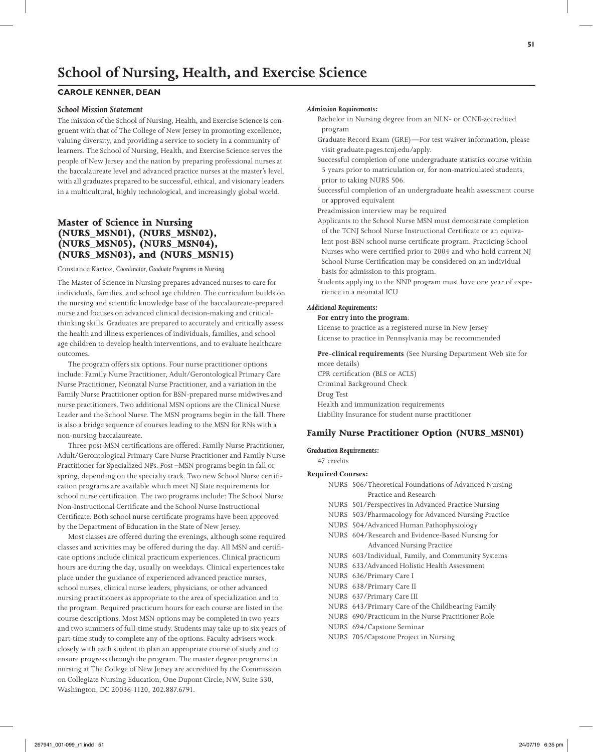# School of Nursing, Health, and Exercise Science

**CAROLE KENNER, DEAN**

### *School Mission Statement*

The mission of the School of Nursing, Health, and Exercise Science is congruent with that of The College of New Jersey in promoting excellence, valuing diversity, and providing a service to society in a community of learners. The School of Nursing, Health, and Exercise Science serves the people of New Jersey and the nation by preparing professional nurses at the baccalaureate level and advanced practice nurses at the master's level, with all graduates prepared to be successful, ethical, and visionary leaders in a multicultural, highly technological, and increasingly global world.

## Master of Science in Nursing (NURS_MSN01), (NURS_MSN02), (NURS_MSN05), (NURS_MSN04), (NURS_MSN03), and (NURS_MSN15)

Constance Kartoz, *Coordinator, Graduate Programs in Nursing*

The Master of Science in Nursing prepares advanced nurses to care for individuals, families, and school age children. The curriculum builds on the nursing and scientific knowledge base of the baccalaureate-prepared nurse and focuses on advanced clinical decision-making and critical-thinking skills. Graduates are prepared to accurately and critically assess the health and illness experiences of individuals, families, and school age children to develop health interventions, and to evaluate healthcare outcomes.

The program offers six options. Four nurse practitioner options include: Family Nurse Practitioner, Adult/Gerontological Primary Care Nurse Practitioner, Neonatal Nurse Practitioner, and a variation in the Family Nurse Practitioner option for BSN-prepared nurse midwives and nurse practitioners. Two additional MSN options are the Clinical Nurse Leader and the School Nurse. The MSN programs begin in the fall. There is also a bridge sequence of courses leading to the MSN for RNs with a non-nursing baccalaureate.

Three post-MSN certifications are offered: Family Nurse Practitioner, Adult/Gerontological Primary Care Nurse Practitioner and Family Nurse Practitioner for Specialized NPs. Post –MSN programs begin in fall or spring, depending on the specialty track. Two new School Nurse certification programs are available which meet NJ State requirements for school nurse certification. The two programs include: The School Nurse Non-Instructional Certificate and the School Nurse Instructional Certificate. Both school nurse certificate programs have been approved by the Department of Education in the State of New Jersey.

Most classes are offered during the evenings, although some required classes and activities may be offered during the day. All MSN and certificate options include clinical practicum experiences. Clinical practicum hours are during the day, usually on weekdays. Clinical experiences take place under the guidance of experienced advanced practice nurses, school nurses, clinical nurse leaders, physicians, or other advanced nursing practitioners as appropriate to the area of specialization and to the program. Required practicum hours for each course are listed in the course descriptions. Most MSN options may be completed in two years and two summers of full-time study. Students may take up to six years of part-time study to complete any of the options. Faculty advisers work closely with each student to plan an appropriate course of study and to ensure progress through the program. The master degree programs in nursing at The College of New Jersey are accredited by the Commission on Collegiate Nursing Education, One Dupont Circle, NW, Suite 530, Washington, DC 20036-1120, 202.887.6791.

*Admission Requirements:*

- Bachelor in Nursing degree from an NLN- or CCNE-accredited program
- Graduate Record Exam (GRE)—For test waiver information, please visit graduate.pages.tcnj.edu/apply.
- Successful completion of one undergraduate statistics course within 5 years prior to matriculation or, for non-matriculated students, prior to taking NURS 506.
- Successful completion of an undergraduate health assessment course or approved equivalent
- Preadmission interview may be required
- Applicants to the School Nurse MSN must demonstrate completion of the TCNJ School Nurse Instructional Certificate or an equivalent post-BSN school nurse certificate program. Practicing School Nurses who were certified prior to 2004 and who hold current NJ School Nurse Certification may be considered on an individual basis for admission to this program.
- Students applying to the NNP program must have one year of experience in a neonatal ICU

*Additional Requirements:*

**For entry into the program**:

- License to practice as a registered nurse in New Jersey
- License to practice in Pennsylvania may be recommended

**Pre-clinical requirements** (See Nursing Department Web site for more details)

- CPR certification (BLS or ACLS)
- Criminal Background Check
- Drug Test
- Health and immunization requirements
- Liability Insurance for student nurse practitioner

### Family Nurse Practitioner Option (NURS_MSN01)

*Graduation Requirements:*

47 credits

**Required Courses:**

- NURS 506/Theoretical Foundations of Advanced Nursing Practice and Research
- NURS 501/Perspectives in Advanced Practice Nursing
- NURS 503/Pharmacology for Advanced Nursing Practice
- NURS 504/Advanced Human Pathophysiology
- NURS 604/Research and Evidence-Based Nursing for Advanced Nursing Practice
- NURS 603/Individual, Family, and Community Systems
- NURS 633/Advanced Holistic Health Assessment
- NURS 636/Primary Care I
- NURS 638/Primary Care II
- NURS 637/Primary Care III
- NURS 643/Primary Care of the Childbearing Family
- NURS 690/Practicum in the Nurse Practitioner Role
- NURS 694/Capstone Seminar
- NURS 705/Capstone Project in Nursing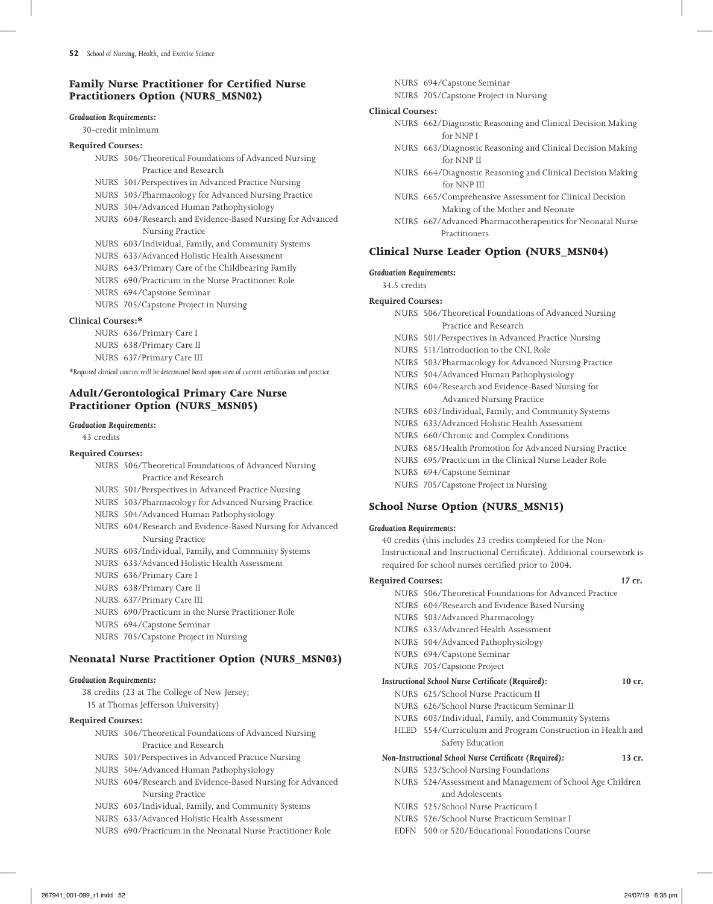## Family Nurse Practitioner for Certified Nurse Practitioners Option (NURS_MSN02)

*Graduation Requirements:*

30-credit minimum

**Required Courses:**

- NURS 506/Theoretical Foundations of Advanced Nursing Practice and Research
- NURS 501/Perspectives in Advanced Practice Nursing
- NURS 503/Pharmacology for Advanced Nursing Practice
- NURS 504/Advanced Human Pathophysiology
- NURS 604/Research and Evidence-Based Nursing for Advanced Nursing Practice
- NURS 603/Individual, Family, and Community Systems
- NURS 633/Advanced Holistic Health Assessment
- NURS 643/Primary Care of the Childbearing Family
- NURS 690/Practicum in the Nurse Practitioner Role
- NURS 694/Capstone Seminar
- NURS 705/Capstone Project in Nursing

**Clinical Courses:***

- NURS 636/Primary Care I
- NURS 638/Primary Care II
- NURS 637/Primary Care III

*\*Required clinical courses will be determined based upon area of current certification and practice.*

## Adult/Gerontological Primary Care Nurse Practitioner Option (NURS_MSN05)

*Graduation Requirements:*

43 credits

**Required Courses:**

- NURS 506/Theoretical Foundations of Advanced Nursing Practice and Research
- NURS 501/Perspectives in Advanced Practice Nursing
- NURS 503/Pharmacology for Advanced Nursing Practice
- NURS 504/Advanced Human Pathophysiology
- NURS 604/Research and Evidence-Based Nursing for Advanced Nursing Practice
- NURS 603/Individual, Family, and Community Systems
- NURS 633/Advanced Holistic Health Assessment
- NURS 636/Primary Care I
- NURS 638/Primary Care II
- NURS 637/Primary Care III
- NURS 690/Practicum in the Nurse Practitioner Role
- NURS 694/Capstone Seminar
- NURS 705/Capstone Project in Nursing

## Neonatal Nurse Practitioner Option (NURS_MSN03)

*Graduation Requirements:*

38 credits (23 at The College of New Jersey; 15 at Thomas Jefferson University)

**Required Courses:**

- NURS 506/Theoretical Foundations of Advanced Nursing Practice and Research
- NURS 501/Perspectives in Advanced Practice Nursing
- NURS 504/Advanced Human Pathophysiology
- NURS 604/Research and Evidence-Based Nursing for Advanced Nursing Practice
- NURS 603/Individual, Family, and Community Systems
- NURS 633/Advanced Holistic Health Assessment
- NURS 690/Practicum in the Neonatal Nurse Practitioner Role
- NURS 694/Capstone Seminar
- NURS 705/Capstone Project in Nursing

**Clinical Courses:**

- NURS 662/Diagnostic Reasoning and Clinical Decision Making for NNP I
- NURS 663/Diagnostic Reasoning and Clinical Decision Making for NNP II
- NURS 664/Diagnostic Reasoning and Clinical Decision Making for NNP III
- NURS 665/Comprehensive Assessment for Clinical Decision Making of the Mother and Neonate
- NURS 667/Advanced Pharmacotherapeutics for Neonatal Nurse Practitioners

## Clinical Nurse Leader Option (NURS_MSN04)

*Graduation Requirements:*

34.5 credits

**Required Courses:**

- NURS 506/Theoretical Foundations of Advanced Nursing Practice and Research
- NURS 501/Perspectives in Advanced Practice Nursing
- NURS 511/Introduction to the CNL Role
- NURS 503/Pharmacology for Advanced Nursing Practice
- NURS 504/Advanced Human Pathophysiology
- NURS 604/Research and Evidence-Based Nursing for Advanced Nursing Practice
- NURS 603/Individual, Family, and Community Systems
- NURS 633/Advanced Holistic Health Assessment
- NURS 660/Chronic and Complex Conditions
- NURS 685/Health Promotion for Advanced Nursing Practice
- NURS 695/Practicum in the Clinical Nurse Leader Role
- NURS 694/Capstone Seminar
- NURS 705/Capstone Project in Nursing

## School Nurse Option (NURS_MSN15)

*Graduation Requirements:*

40 credits (this includes 23 credits completed for the Non-Instructional and Instructional Certificate). Additional coursework is required for school nurses certified prior to 2004.

**Required Courses:** **17 cr.**

- NURS 506/Theoretical Foundations for Advanced Practice
- NURS 604/Research and Evidence Based Nursing
- NURS 503/Advanced Pharmacology
- NURS 633/Advanced Health Assessment
- NURS 504/Advanced Pathophysiology
- NURS 694/Capstone Seminar
- NURS 705/Capstone Project

***Instructional School Nurse Certificate (Required):*** **10 cr.**

- NURS 625/School Nurse Practicum II
- NURS 626/School Nurse Practicum Seminar II
- NURS 603/Individual, Family, and Community Systems
- HLED 554/Curriculum and Program Construction in Health and Safety Education

***Non-Instructional School Nurse Certificate (Required):*** **13 cr.**

- NURS 523/School Nursing Foundations
- NURS 524/Assessment and Management of School Age Children and Adolescents
- NURS 525/School Nurse Practicum I
- NURS 526/School Nurse Practicum Seminar I
- EDFN 500 or 520/Educational Foundations Course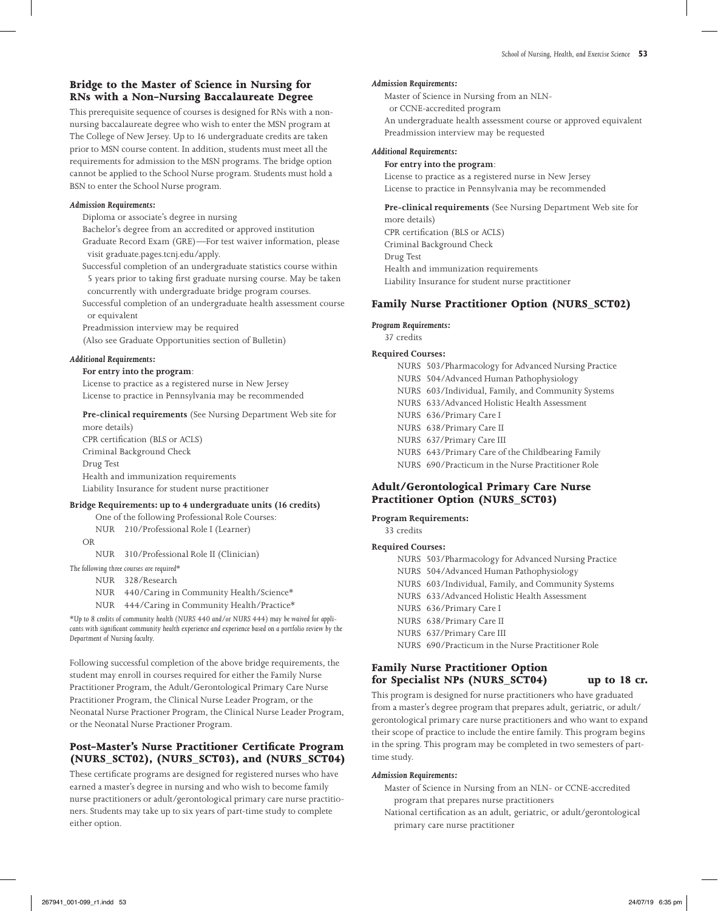## Bridge to the Master of Science in Nursing for RNs with a Non-Nursing Baccalaureate Degree

This prerequisite sequence of courses is designed for RNs with a non-nursing baccalaureate degree who wish to enter the MSN program at The College of New Jersey. Up to 16 undergraduate credits are taken prior to MSN course content. In addition, students must meet all the requirements for admission to the MSN programs. The bridge option cannot be applied to the School Nurse program. Students must hold a BSN to enter the School Nurse program.

*Admission Requirements:*

Diploma or associate's degree in nursing
Bachelor's degree from an accredited or approved institution
Graduate Record Exam (GRE)—For test waiver information, please visit graduate.pages.tcnj.edu/apply.
Successful completion of an undergraduate statistics course within 5 years prior to taking first graduate nursing course. May be taken concurrently with undergraduate bridge program courses.
Successful completion of an undergraduate health assessment course or equivalent
Preadmission interview may be required
(Also see Graduate Opportunities section of Bulletin)

*Additional Requirements:*

**For entry into the program**:
License to practice as a registered nurse in New Jersey
License to practice in Pennsylvania may be recommended

**Pre-clinical requirements** (See Nursing Department Web site for more details)
CPR certification (BLS or ACLS)
Criminal Background Check
Drug Test
Health and immunization requirements
Liability Insurance for student nurse practitioner

**Bridge Requirements: up to 4 undergraduate units (16 credits)**

One of the following Professional Role Courses:
NUR 210/Professional Role I (Learner)
OR
NUR 310/Professional Role II (Clinician)

*The following three courses are required**

NUR 328/Research
NUR 440/Caring in Community Health/Science*
NUR 444/Caring in Community Health/Practice*

**Up to 8 credits of community health (NURS 440 and/or NURS 444) may be waived for applicants with significant community health experience and experience based on a portfolio review by the Department of Nursing faculty.*

Following successful completion of the above bridge requirements, the student may enroll in courses required for either the Family Nurse Practitioner Program, the Adult/Gerontological Primary Care Nurse Practitioner Program, the Clinical Nurse Leader Program, or the Neonatal Nurse Practioner Program, the Clinical Nurse Leader Program, or the Neonatal Nurse Practioner Program.

## Post-Master's Nurse Practitioner Certificate Program (NURS_SCT02), (NURS_SCT03), and (NURS_SCT04)

These certificate programs are designed for registered nurses who have earned a master's degree in nursing and who wish to become family nurse practitioners or adult/gerontological primary care nurse practitioners. Students may take up to six years of part-time study to complete either option.

*Admission Requirements:*

Master of Science in Nursing from an NLN- or CCNE-accredited program
An undergraduate health assessment course or approved equivalent
Preadmission interview may be requested

*Additional Requirements:*

**For entry into the program**:
License to practice as a registered nurse in New Jersey
License to practice in Pennsylvania may be recommended

**Pre-clinical requirements** (See Nursing Department Web site for more details)
CPR certification (BLS or ACLS)
Criminal Background Check
Drug Test
Health and immunization requirements
Liability Insurance for student nurse practitioner

## Family Nurse Practitioner Option (NURS_SCT02)

*Program Requirements:*

37 credits

**Required Courses:**

NURS 503/Pharmacology for Advanced Nursing Practice
NURS 504/Advanced Human Pathophysiology
NURS 603/Individual, Family, and Community Systems
NURS 633/Advanced Holistic Health Assessment
NURS 636/Primary Care I
NURS 638/Primary Care II
NURS 637/Primary Care III
NURS 643/Primary Care of the Childbearing Family
NURS 690/Practicum in the Nurse Practitioner Role

## Adult/Gerontological Primary Care Nurse Practitioner Option (NURS_SCT03)

**Program Requirements:**

33 credits

**Required Courses:**

NURS 503/Pharmacology for Advanced Nursing Practice
NURS 504/Advanced Human Pathophysiology
NURS 603/Individual, Family, and Community Systems
NURS 633/Advanced Holistic Health Assessment
NURS 636/Primary Care I
NURS 638/Primary Care II
NURS 637/Primary Care III
NURS 690/Practicum in the Nurse Practitioner Role

## Family Nurse Practitioner Option for Specialist NPs (NURS_SCT04) up to 18 cr.

This program is designed for nurse practitioners who have graduated from a master's degree program that prepares adult, geriatric, or adult/gerontological primary care nurse practitioners and who want to expand their scope of practice to include the entire family. This program begins in the spring. This program may be completed in two semesters of part-time study.

*Admission Requirements:*

Master of Science in Nursing from an NLN- or CCNE-accredited program that prepares nurse practitioners
National certification as an adult, geriatric, or adult/gerontological primary care nurse practitioner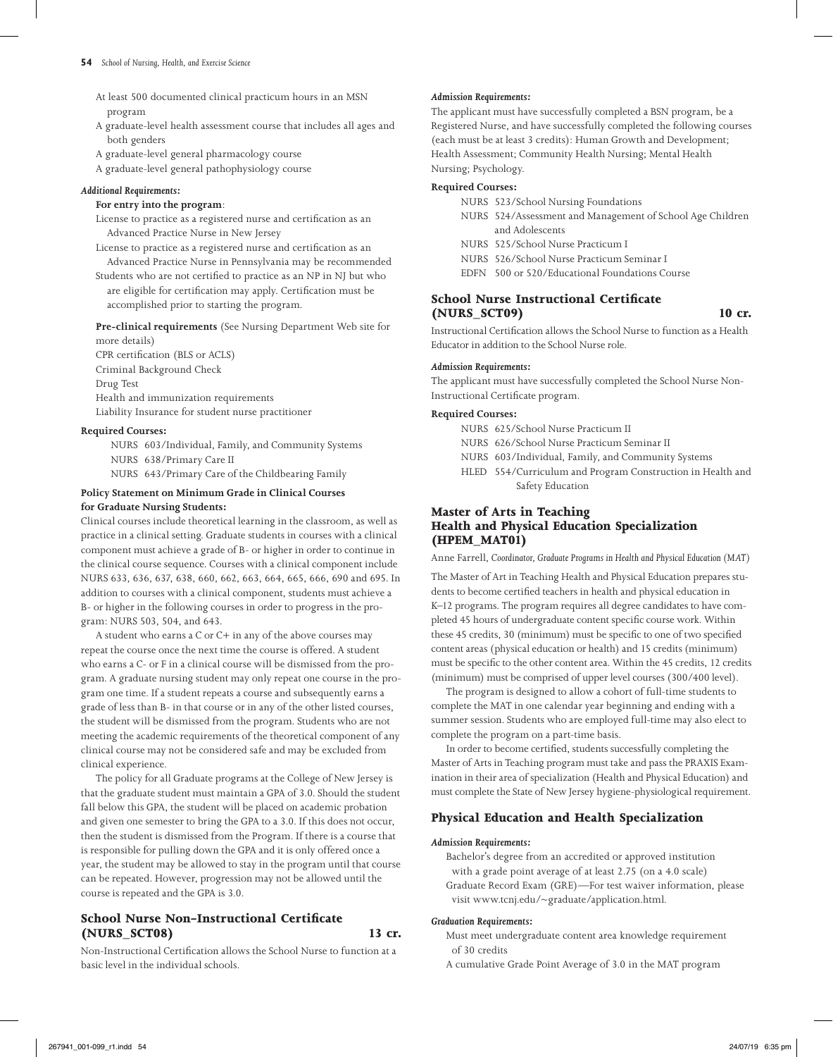At least 500 documented clinical practicum hours in an MSN program

A graduate-level health assessment course that includes all ages and both genders

A graduate-level general pharmacology course

A graduate-level general pathophysiology course

*Additional Requirements:*

**For entry into the program**:

License to practice as a registered nurse and certification as an Advanced Practice Nurse in New Jersey

License to practice as a registered nurse and certification as an Advanced Practice Nurse in Pennsylvania may be recommended

Students who are not certified to practice as an NP in NJ but who are eligible for certification may apply. Certification must be accomplished prior to starting the program.

**Pre-clinical requirements** (See Nursing Department Web site for more details)

CPR certification (BLS or ACLS)

Criminal Background Check

Drug Test

Health and immunization requirements

Liability Insurance for student nurse practitioner

**Required Courses:**

NURS 603/Individual, Family, and Community Systems

NURS 638/Primary Care II

NURS 643/Primary Care of the Childbearing Family

**Policy Statement on Minimum Grade in Clinical Courses for Graduate Nursing Students:**

Clinical courses include theoretical learning in the classroom, as well as practice in a clinical setting. Graduate students in courses with a clinical component must achieve a grade of B- or higher in order to continue in the clinical course sequence. Courses with a clinical component include NURS 633, 636, 637, 638, 660, 662, 663, 664, 665, 666, 690 and 695. In addition to courses with a clinical component, students must achieve a B- or higher in the following courses in order to progress in the program: NURS 503, 504, and 643.

A student who earns a C or C+ in any of the above courses may repeat the course once the next time the course is offered. A student who earns a C- or F in a clinical course will be dismissed from the program. A graduate nursing student may only repeat one course in the program one time. If a student repeats a course and subsequently earns a grade of less than B- in that course or in any of the other listed courses, the student will be dismissed from the program. Students who are not meeting the academic requirements of the theoretical component of any clinical course may not be considered safe and may be excluded from clinical experience.

The policy for all Graduate programs at the College of New Jersey is that the graduate student must maintain a GPA of 3.0. Should the student fall below this GPA, the student will be placed on academic probation and given one semester to bring the GPA to a 3.0. If this does not occur, then the student is dismissed from the Program. If there is a course that is responsible for pulling down the GPA and it is only offered once a year, the student may be allowed to stay in the program until that course can be repeated. However, progression may not be allowed until the course is repeated and the GPA is 3.0.

## School Nurse Non-Instructional Certificate (NURS_SCT08) 13 cr.

Non-Instructional Certification allows the School Nurse to function at a basic level in the individual schools.

*Admission Requirements:*

The applicant must have successfully completed a BSN program, be a Registered Nurse, and have successfully completed the following courses (each must be at least 3 credits): Human Growth and Development; Health Assessment; Community Health Nursing; Mental Health Nursing; Psychology.

**Required Courses:**

NURS 523/School Nursing Foundations

NURS 524/Assessment and Management of School Age Children and Adolescents

NURS 525/School Nurse Practicum I

NURS 526/School Nurse Practicum Seminar I

EDFN 500 or 520/Educational Foundations Course

## School Nurse Instructional Certificate (NURS_SCT09) 10 cr.

Instructional Certification allows the School Nurse to function as a Health Educator in addition to the School Nurse role.

*Admission Requirements:*

The applicant must have successfully completed the School Nurse Non-Instructional Certificate program.

**Required Courses:**

NURS 625/School Nurse Practicum II

NURS 626/School Nurse Practicum Seminar II

NURS 603/Individual, Family, and Community Systems

HLED 554/Curriculum and Program Construction in Health and Safety Education

## Master of Arts in Teaching Health and Physical Education Specialization (HPEM_MAT01)

Anne Farrell, *Coordinator, Graduate Programs in Health and Physical Education (MAT)*

The Master of Art in Teaching Health and Physical Education prepares students to become certified teachers in health and physical education in K–12 programs. The program requires all degree candidates to have completed 45 hours of undergraduate content specific course work. Within these 45 credits, 30 (minimum) must be specific to one of two specified content areas (physical education or health) and 15 credits (minimum) must be specific to the other content area. Within the 45 credits, 12 credits (minimum) must be comprised of upper level courses (300/400 level).

The program is designed to allow a cohort of full-time students to complete the MAT in one calendar year beginning and ending with a summer session. Students who are employed full-time may also elect to complete the program on a part-time basis.

In order to become certified, students successfully completing the Master of Arts in Teaching program must take and pass the PRAXIS Examination in their area of specialization (Health and Physical Education) and must complete the State of New Jersey hygiene-physiological requirement.

### Physical Education and Health Specialization

*Admission Requirements:*

Bachelor's degree from an accredited or approved institution with a grade point average of at least 2.75 (on a 4.0 scale)

Graduate Record Exam (GRE)—For test waiver information, please visit www.tcnj.edu/~graduate/application.html.

*Graduation Requirements:*

Must meet undergraduate content area knowledge requirement of 30 credits

A cumulative Grade Point Average of 3.0 in the MAT program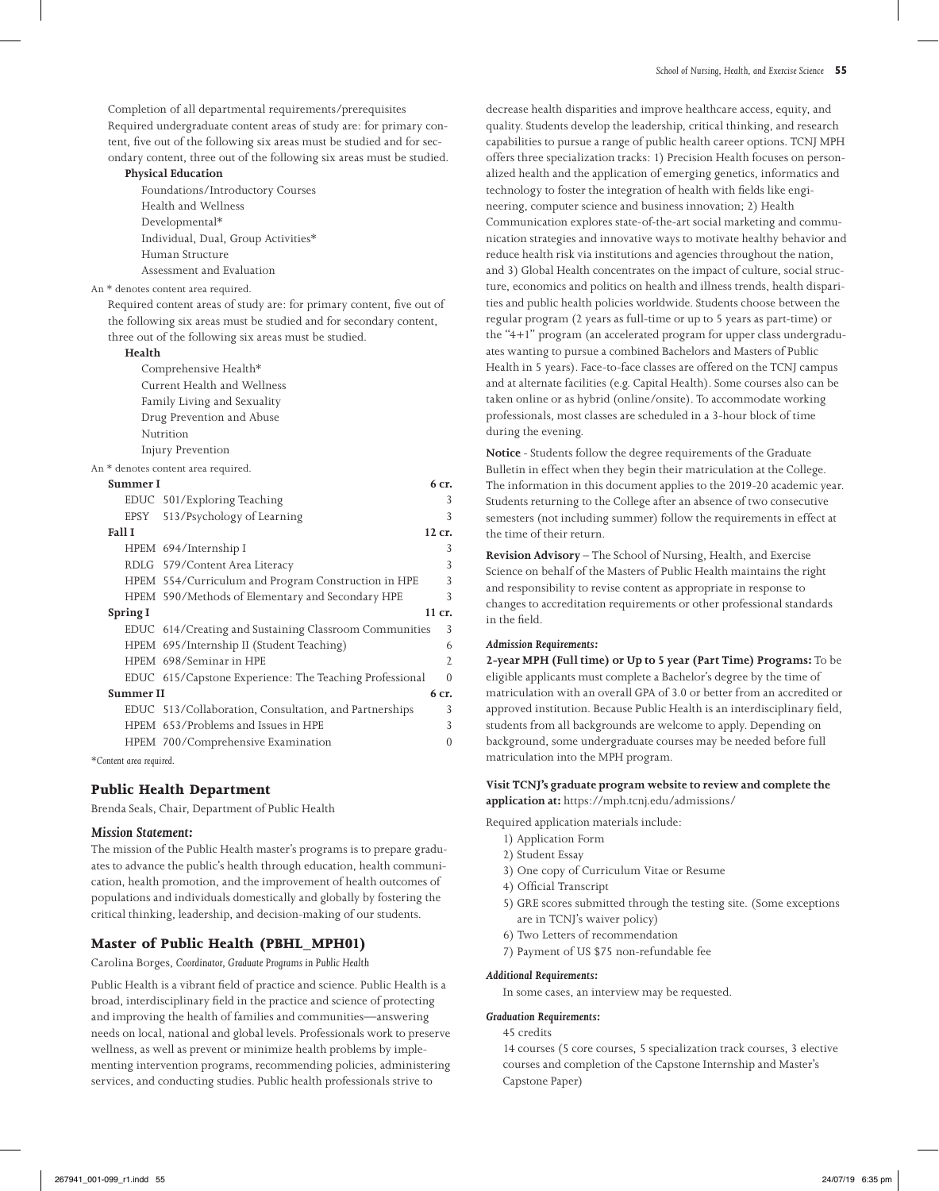Completion of all departmental requirements/prerequisites

Required undergraduate content areas of study are: for primary content, five out of the following six areas must be studied and for secondary content, three out of the following six areas must be studied.

**Physical Education**

- Foundations/Introductory Courses
- Health and Wellness
- Developmental*
- Individual, Dual, Group Activities*
- Human Structure
- Assessment and Evaluation

An * denotes content area required.

Required content areas of study are: for primary content, five out of the following six areas must be studied and for secondary content, three out of the following six areas must be studied.

**Health**

- Comprehensive Health*
- Current Health and Wellness
- Family Living and Sexuality
- Drug Prevention and Abuse
- Nutrition
- Injury Prevention

An * denotes content area required.

| Course | Credits |
|---|---|
| **Summer I** | **6 cr.** |
| EDUC 501/Exploring Teaching | 3 |
| EPSY 513/Psychology of Learning | 3 |
| **Fall I** | **12 cr.** |
| HPEM 694/Internship I | 3 |
| RDLG 579/Content Area Literacy | 3 |
| HPEM 554/Curriculum and Program Construction in HPE | 3 |
| HPEM 590/Methods of Elementary and Secondary HPE | 3 |
| **Spring I** | **11 cr.** |
| EDUC 614/Creating and Sustaining Classroom Communities | 3 |
| HPEM 695/Internship II (Student Teaching) | 6 |
| HPEM 698/Seminar in HPE | 2 |
| EDUC 615/Capstone Experience: The Teaching Professional | 0 |
| **Summer II** | **6 cr.** |
| EDUC 513/Collaboration, Consultation, and Partnerships | 3 |
| HPEM 653/Problems and Issues in HPE | 3 |
| HPEM 700/Comprehensive Examination | 0 |

**Content area required.*

## Public Health Department

Brenda Seals, Chair, Department of Public Health

### *Mission Statement:*

The mission of the Public Health master's programs is to prepare graduates to advance the public's health through education, health communication, health promotion, and the improvement of health outcomes of populations and individuals domestically and globally by fostering the critical thinking, leadership, and decision-making of our students.

## Master of Public Health (PBHL_MPH01)

Carolina Borges, *Coordinator, Graduate Programs in Public Health*

Public Health is a vibrant field of practice and science. Public Health is a broad, interdisciplinary field in the practice and science of protecting and improving the health of families and communities—answering needs on local, national and global levels. Professionals work to preserve wellness, as well as prevent or minimize health problems by implementing intervention programs, recommending policies, administering services, and conducting studies. Public health professionals strive to decrease health disparities and improve healthcare access, equity, and quality. Students develop the leadership, critical thinking, and research capabilities to pursue a range of public health career options. TCNJ MPH offers three specialization tracks: 1) Precision Health focuses on personalized health and the application of emerging genetics, informatics and technology to foster the integration of health with fields like engineering, computer science and business innovation; 2) Health Communication explores state-of-the-art social marketing and communication strategies and innovative ways to motivate healthy behavior and reduce health risk via institutions and agencies throughout the nation, and 3) Global Health concentrates on the impact of culture, social structure, economics and politics on health and illness trends, health disparities and public health policies worldwide. Students choose between the regular program (2 years as full-time or up to 5 years as part-time) or the "4+1" program (an accelerated program for upper class undergraduates wanting to pursue a combined Bachelors and Masters of Public Health in 5 years). Face-to-face classes are offered on the TCNJ campus and at alternate facilities (e.g. Capital Health). Some courses also can be taken online or as hybrid (online/onsite). To accommodate working professionals, most classes are scheduled in a 3-hour block of time during the evening.

**Notice** - Students follow the degree requirements of the Graduate Bulletin in effect when they begin their matriculation at the College. The information in this document applies to the 2019-20 academic year. Students returning to the College after an absence of two consecutive semesters (not including summer) follow the requirements in effect at the time of their return.

**Revision Advisory** – The School of Nursing, Health, and Exercise Science on behalf of the Masters of Public Health maintains the right and responsibility to revise content as appropriate in response to changes to accreditation requirements or other professional standards in the field.

### *Admission Requirements:*

**2-year MPH (Full time) or Up to 5 year (Part Time) Programs:** To be eligible applicants must complete a Bachelor's degree by the time of matriculation with an overall GPA of 3.0 or better from an accredited or approved institution. Because Public Health is an interdisciplinary field, students from all backgrounds are welcome to apply. Depending on background, some undergraduate courses may be needed before full matriculation into the MPH program.

**Visit TCNJ's graduate program website to review and complete the application at:** https://mph.tcnj.edu/admissions/

Required application materials include:

1) Application Form
2) Student Essay
3) One copy of Curriculum Vitae or Resume
4) Official Transcript
5) GRE scores submitted through the testing site. (Some exceptions are in TCNJ's waiver policy)
6) Two Letters of recommendation
7) Payment of US $75 non-refundable fee

### *Additional Requirements:*

In some cases, an interview may be requested.

### *Graduation Requirements:*

45 credits

14 courses (5 core courses, 5 specialization track courses, 3 elective courses and completion of the Capstone Internship and Master's Capstone Paper)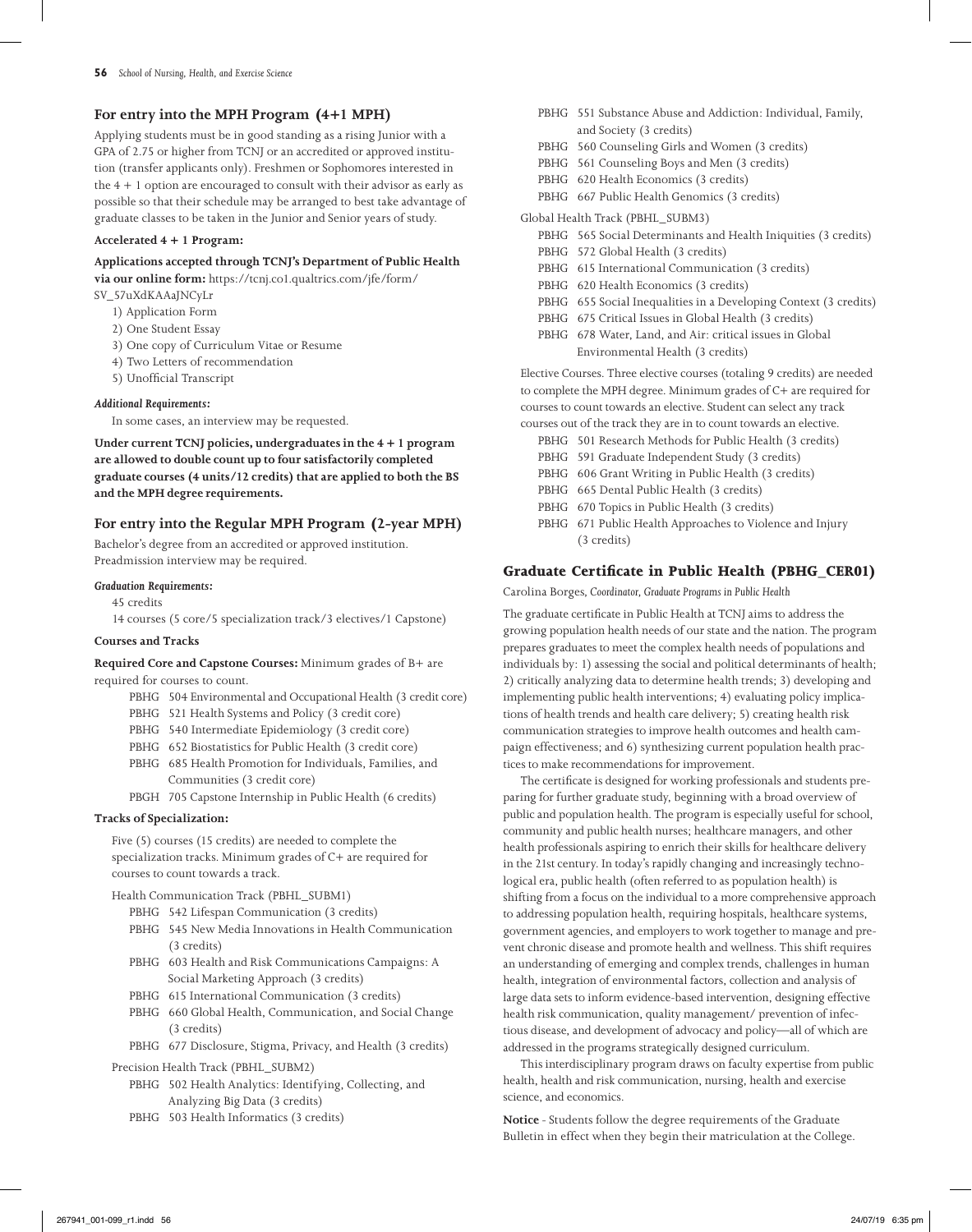### For entry into the MPH Program (4+1 MPH)

Applying students must be in good standing as a rising Junior with a GPA of 2.75 or higher from TCNJ or an accredited or approved institution (transfer applicants only). Freshmen or Sophomores interested in the 4 + 1 option are encouraged to consult with their advisor as early as possible so that their schedule may be arranged to best take advantage of graduate classes to be taken in the Junior and Senior years of study.

**Accelerated 4 + 1 Program:**

**Applications accepted through TCNJ's Department of Public Health via our online form:** https://tcnj.co1.qualtrics.com/jfe/form/SV_57uXdKAAaJNCyLr

1) Application Form
2) One Student Essay
3) One copy of Curriculum Vitae or Resume
4) Two Letters of recommendation
5) Unofficial Transcript

***Additional Requirements:***

In some cases, an interview may be requested.

**Under current TCNJ policies, undergraduates in the 4 + 1 program are allowed to double count up to four satisfactorily completed graduate courses (4 units/12 credits) that are applied to both the BS and the MPH degree requirements.**

### For entry into the Regular MPH Program (2-year MPH)

Bachelor's degree from an accredited or approved institution. Preadmission interview may be required.

***Graduation Requirements:***

45 credits

14 courses (5 core/5 specialization track/3 electives/1 Capstone)

**Courses and Tracks**

**Required Core and Capstone Courses:** Minimum grades of B+ are required for courses to count.

- PBHG 504 Environmental and Occupational Health (3 credit core)
- PBHG 521 Health Systems and Policy (3 credit core)
- PBHG 540 Intermediate Epidemiology (3 credit core)
- PBHG 652 Biostatistics for Public Health (3 credit core)
- PBHG 685 Health Promotion for Individuals, Families, and Communities (3 credit core)
- PBGH 705 Capstone Internship in Public Health (6 credits)

**Tracks of Specialization:**

Five (5) courses (15 credits) are needed to complete the specialization tracks. Minimum grades of C+ are required for courses to count towards a track.

Health Communication Track (PBHL_SUBM1)

- PBHG 542 Lifespan Communication (3 credits)
- PBHG 545 New Media Innovations in Health Communication (3 credits)
- PBHG 603 Health and Risk Communications Campaigns: A Social Marketing Approach (3 credits)
- PBHG 615 International Communication (3 credits)
- PBHG 660 Global Health, Communication, and Social Change (3 credits)
- PBHG 677 Disclosure, Stigma, Privacy, and Health (3 credits)

Precision Health Track (PBHL_SUBM2)

- PBHG 502 Health Analytics: Identifying, Collecting, and Analyzing Big Data (3 credits)
- PBHG 503 Health Informatics (3 credits)
- PBHG 551 Substance Abuse and Addiction: Individual, Family, and Society (3 credits)
- PBHG 560 Counseling Girls and Women (3 credits)
- PBHG 561 Counseling Boys and Men (3 credits)
- PBHG 620 Health Economics (3 credits)
- PBHG 667 Public Health Genomics (3 credits)

Global Health Track (PBHL_SUBM3)

- PBHG 565 Social Determinants and Health Iniquities (3 credits)
- PBHG 572 Global Health (3 credits)
- PBHG 615 International Communication (3 credits)
- PBHG 620 Health Economics (3 credits)
- PBHG 655 Social Inequalities in a Developing Context (3 credits)
- PBHG 675 Critical Issues in Global Health (3 credits)
- PBHG 678 Water, Land, and Air: critical issues in Global Environmental Health (3 credits)

Elective Courses. Three elective courses (totaling 9 credits) are needed to complete the MPH degree. Minimum grades of C+ are required for courses to count towards an elective. Student can select any track courses out of the track they are in to count towards an elective.

- PBHG 501 Research Methods for Public Health (3 credits)
- PBHG 591 Graduate Independent Study (3 credits)
- PBHG 606 Grant Writing in Public Health (3 credits)
- PBHG 665 Dental Public Health (3 credits)
- PBHG 670 Topics in Public Health (3 credits)
- PBHG 671 Public Health Approaches to Violence and Injury (3 credits)

## Graduate Certificate in Public Health (PBHG_CER01)

Carolina Borges, *Coordinator, Graduate Programs in Public Health*

The graduate certificate in Public Health at TCNJ aims to address the growing population health needs of our state and the nation. The program prepares graduates to meet the complex health needs of populations and individuals by: 1) assessing the social and political determinants of health; 2) critically analyzing data to determine health trends; 3) developing and implementing public health interventions; 4) evaluating policy implications of health trends and health care delivery; 5) creating health risk communication strategies to improve health outcomes and health campaign effectiveness; and 6) synthesizing current population health practices to make recommendations for improvement.

The certificate is designed for working professionals and students preparing for further graduate study, beginning with a broad overview of public and population health. The program is especially useful for school, community and public health nurses; healthcare managers, and other health professionals aspiring to enrich their skills for healthcare delivery in the 21st century. In today's rapidly changing and increasingly technological era, public health (often referred to as population health) is shifting from a focus on the individual to a more comprehensive approach to addressing population health, requiring hospitals, healthcare systems, government agencies, and employers to work together to manage and prevent chronic disease and promote health and wellness. This shift requires an understanding of emerging and complex trends, challenges in human health, integration of environmental factors, collection and analysis of large data sets to inform evidence-based intervention, designing effective health risk communication, quality management/ prevention of infectious disease, and development of advocacy and policy—all of which are addressed in the programs strategically designed curriculum.

This interdisciplinary program draws on faculty expertise from public health, health and risk communication, nursing, health and exercise science, and economics.

**Notice** - Students follow the degree requirements of the Graduate Bulletin in effect when they begin their matriculation at the College.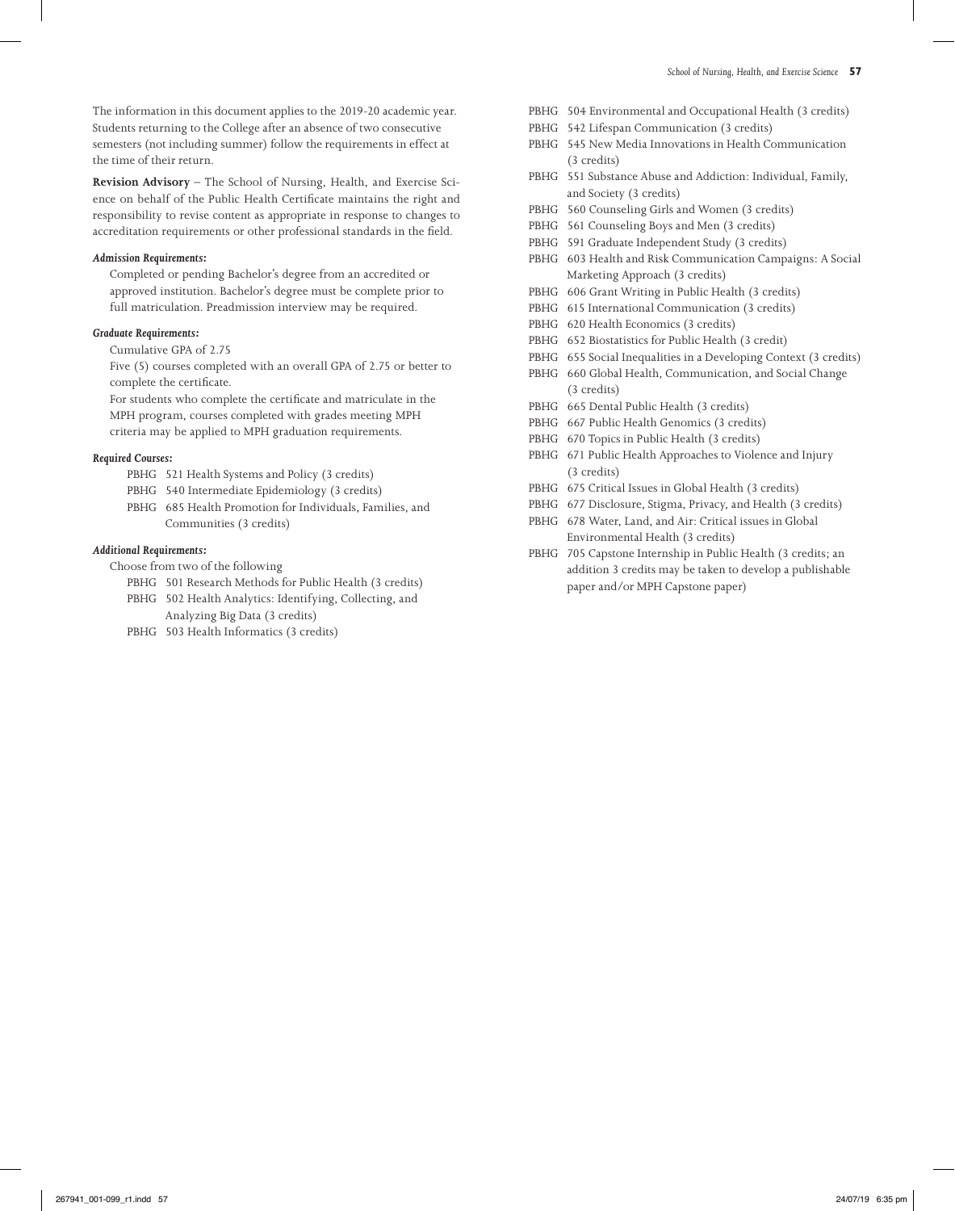The information in this document applies to the 2019-20 academic year. Students returning to the College after an absence of two consecutive semesters (not including summer) follow the requirements in effect at the time of their return.

**Revision Advisory** – The School of Nursing, Health, and Exercise Science on behalf of the Public Health Certificate maintains the right and responsibility to revise content as appropriate in response to changes to accreditation requirements or other professional standards in the field.

***Admission Requirements:***

Completed or pending Bachelor's degree from an accredited or approved institution. Bachelor's degree must be complete prior to full matriculation. Preadmission interview may be required.

***Graduate Requirements:***

Cumulative GPA of 2.75

Five (5) courses completed with an overall GPA of 2.75 or better to complete the certificate.

For students who complete the certificate and matriculate in the MPH program, courses completed with grades meeting MPH criteria may be applied to MPH graduation requirements.

***Required Courses:***

- PBHG 521 Health Systems and Policy (3 credits)
- PBHG 540 Intermediate Epidemiology (3 credits)
- PBHG 685 Health Promotion for Individuals, Families, and Communities (3 credits)

***Additional Requirements:***

Choose from two of the following

- PBHG 501 Research Methods for Public Health (3 credits)
- PBHG 502 Health Analytics: Identifying, Collecting, and Analyzing Big Data (3 credits)
- PBHG 503 Health Informatics (3 credits)
- PBHG 504 Environmental and Occupational Health (3 credits)
- PBHG 542 Lifespan Communication (3 credits)
- PBHG 545 New Media Innovations in Health Communication (3 credits)
- PBHG 551 Substance Abuse and Addiction: Individual, Family, and Society (3 credits)
- PBHG 560 Counseling Girls and Women (3 credits)
- PBHG 561 Counseling Boys and Men (3 credits)
- PBHG 591 Graduate Independent Study (3 credits)
- PBHG 603 Health and Risk Communication Campaigns: A Social Marketing Approach (3 credits)
- PBHG 606 Grant Writing in Public Health (3 credits)
- PBHG 615 International Communication (3 credits)
- PBHG 620 Health Economics (3 credits)
- PBHG 652 Biostatistics for Public Health (3 credit)
- PBHG 655 Social Inequalities in a Developing Context (3 credits)
- PBHG 660 Global Health, Communication, and Social Change (3 credits)
- PBHG 665 Dental Public Health (3 credits)
- PBHG 667 Public Health Genomics (3 credits)
- PBHG 670 Topics in Public Health (3 credits)
- PBHG 671 Public Health Approaches to Violence and Injury (3 credits)
- PBHG 675 Critical Issues in Global Health (3 credits)
- PBHG 677 Disclosure, Stigma, Privacy, and Health (3 credits)
- PBHG 678 Water, Land, and Air: Critical issues in Global Environmental Health (3 credits)
- PBHG 705 Capstone Internship in Public Health (3 credits; an addition 3 credits may be taken to develop a publishable paper and/or MPH Capstone paper)